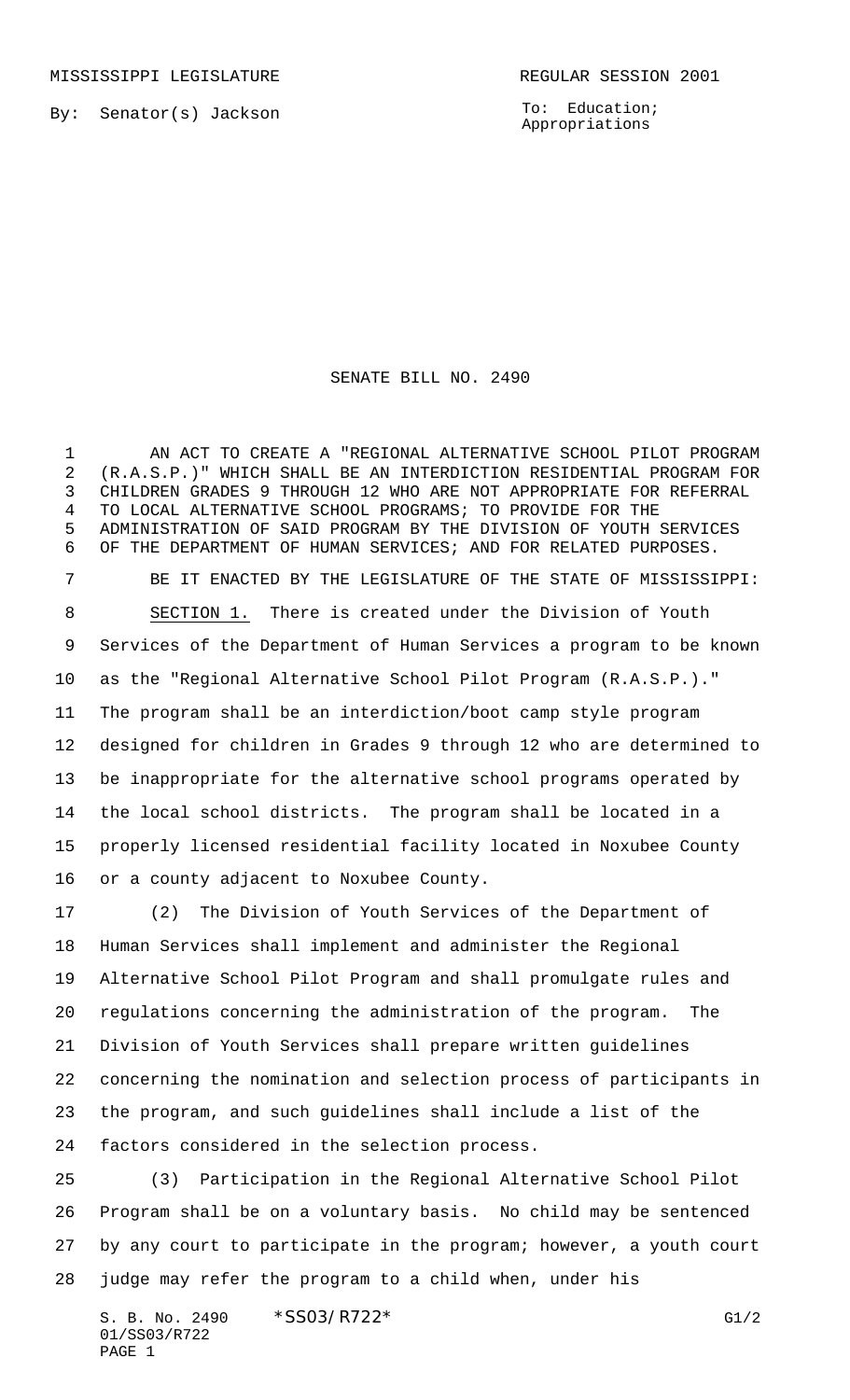MISSISSIPPI LEGISLATURE REGULAR SESSION 2001

By: Senator(s) Jackson

To: Education; Appropriations

# SENATE BILL NO. 2490

AN ACT TO CREATE A "REGIONAL ALTERNATIVE SCHOOL PILOT PROGRAM (R.A.S.P.)" WHICH SHALL BE AN INTERDICTION RESIDENTIAL PROGRAM FOR CHILDREN GRADES 9 THROUGH 12 WHO ARE NOT APPROPRIATE FOR REFERRAL TO LOCAL ALTERNATIVE SCHOOL PROGRAMS; TO PROVIDE FOR THE ADMINISTRATION OF SAID PROGRAM BY THE DIVISION OF YOUTH SERVICES OF THE DEPARTMENT OF HUMAN SERVICES; AND FOR RELATED PURPOSES.

BE IT ENACTED BY THE LEGISLATURE OF THE STATE OF MISSISSIPPI:

SECTION 1. There is created under the Division of Youth Services of the Department of Human Services a program to be known as the "Regional Alternative School Pilot Program (R.A.S.P.)." The program shall be an interdiction/boot camp style program designed for children in Grades 9 through 12 who are determined to be inappropriate for the alternative school programs operated by the local school districts. The program shall be located in a properly licensed residential facility located in Noxubee County or a county adjacent to Noxubee County.

(2) The Division of Youth Services of the Department of Human Services shall implement and administer the Regional Alternative School Pilot Program and shall promulgate rules and regulations concerning the administration of the program. The Division of Youth Services shall prepare written guidelines concerning the nomination and selection process of participants in the program, and such guidelines shall include a list of the factors considered in the selection process.

(3) Participation in the Regional Alternative School Pilot Program shall be on a voluntary basis. No child may be sentenced by any court to participate in the program; however, a youth court judge may refer the program to a child when, under his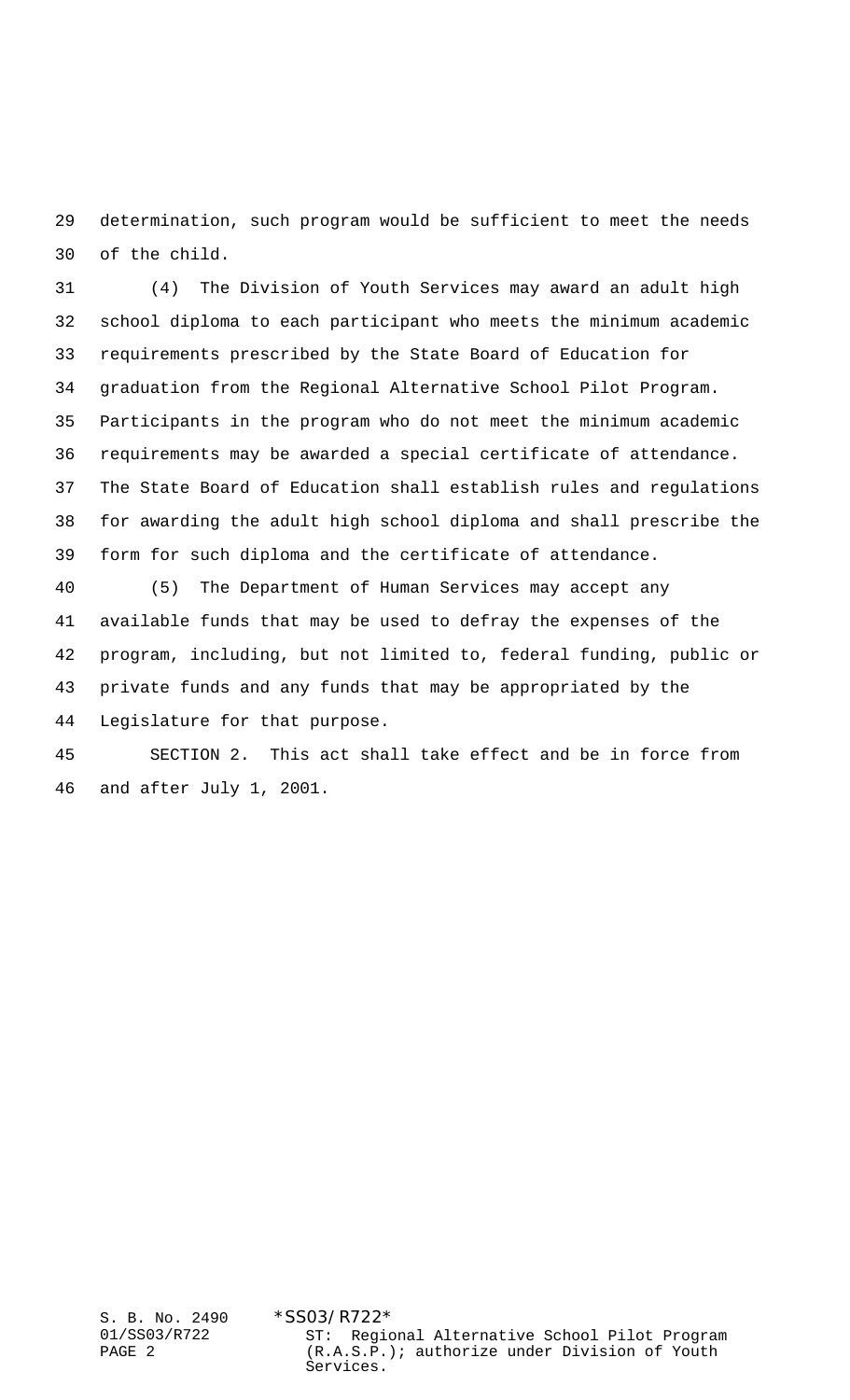determination, such program would be sufficient to meet the needs of the child.

(4) The Division of Youth Services may award an adult high school diploma to each participant who meets the minimum academic requirements prescribed by the State Board of Education for graduation from the Regional Alternative School Pilot Program. Participants in the program who do not meet the minimum academic requirements may be awarded a special certificate of attendance. The State Board of Education shall establish rules and regulations for awarding the adult high school diploma and shall prescribe the form for such diploma and the certificate of attendance.

(5) The Department of Human Services may accept any available funds that may be used to defray the expenses of the program, including, but not limited to, federal funding, public or private funds and any funds that may be appropriated by the Legislature for that purpose.

SECTION 2. This act shall take effect and be in force from and after July 1, 2001.